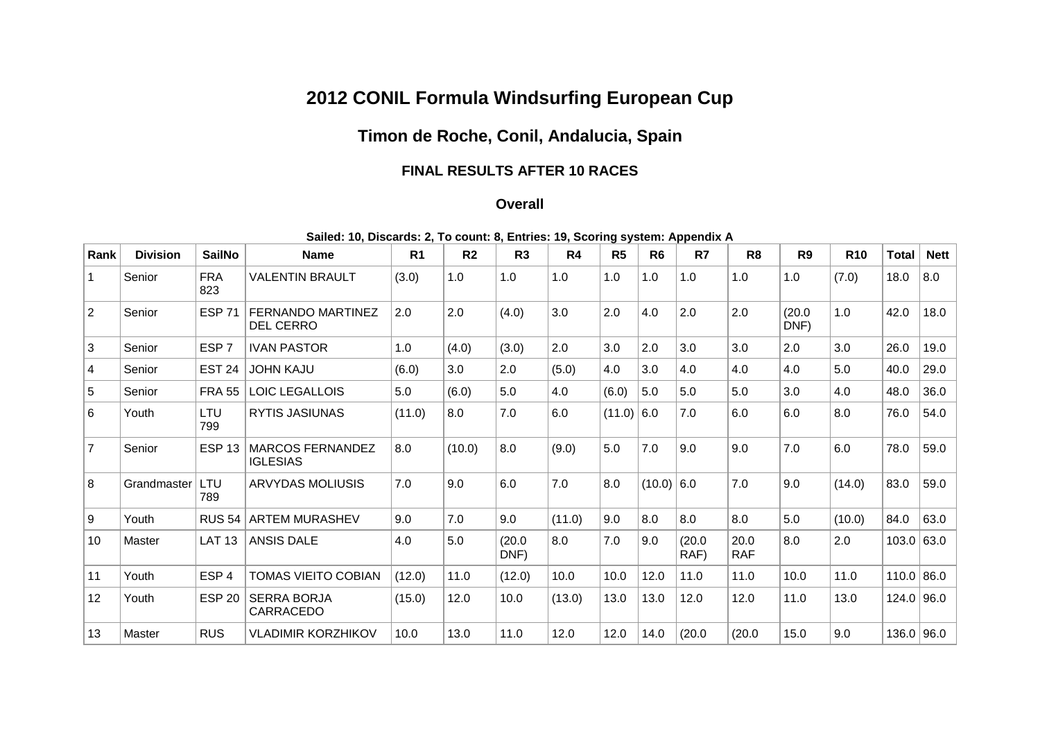# 2012 CONIL Formula Windsurfing European Cup

## Timon de Roche, Conil, Andalucia, Spain

### FINAL RESULTS AFTER 10 RACES

#### Overall

**Sailed: 10, Discards: 2, To count: 8, Entries: 19, Scoring system: Appendix A**

| Rank | Division | SailNo | Name | R1 | R2 | R3 | R4 | R5 | R6 | R7 | R8 | R9 | R10 | Total | Nett |
|---|---|---|---|---|---|---|---|---|---|---|---|---|---|---|---|
| 1 | Senior | FRA 823 | VALENTIN BRAULT | (3.0) | 1.0 | 1.0 | 1.0 | 1.0 | 1.0 | 1.0 | 1.0 | 1.0 | (7.0) | 18.0 | 8.0 |
| 2 | Senior | ESP 71 | FERNANDO MARTINEZ DEL CERRO | 2.0 | 2.0 | (4.0) | 3.0 | 2.0 | 4.0 | 2.0 | 2.0 | (20.0 DNF) | 1.0 | 42.0 | 18.0 |
| 3 | Senior | ESP 7 | IVAN PASTOR | 1.0 | (4.0) | (3.0) | 2.0 | 3.0 | 2.0 | 3.0 | 3.0 | 2.0 | 3.0 | 26.0 | 19.0 |
| 4 | Senior | EST 24 | JOHN KAJU | (6.0) | 3.0 | 2.0 | (5.0) | 4.0 | 3.0 | 4.0 | 4.0 | 4.0 | 5.0 | 40.0 | 29.0 |
| 5 | Senior | FRA 55 | LOIC LEGALLOIS | 5.0 | (6.0) | 5.0 | 4.0 | (6.0) | 5.0 | 5.0 | 5.0 | 3.0 | 4.0 | 48.0 | 36.0 |
| 6 | Youth | LTU 799 | RYTIS JASIUNAS | (11.0) | 8.0 | 7.0 | 6.0 | (11.0) | 6.0 | 7.0 | 6.0 | 6.0 | 8.0 | 76.0 | 54.0 |
| 7 | Senior | ESP 13 | MARCOS FERNANDEZ IGLESIAS | 8.0 | (10.0) | 8.0 | (9.0) | 5.0 | 7.0 | 9.0 | 9.0 | 7.0 | 6.0 | 78.0 | 59.0 |
| 8 | Grandmaster | LTU 789 | ARVYDAS MOLIUSIS | 7.0 | 9.0 | 6.0 | 7.0 | 8.0 | (10.0) | 6.0 | 7.0 | 9.0 | (14.0) | 83.0 | 59.0 |
| 9 | Youth | RUS 54 | ARTEM MURASHEV | 9.0 | 7.0 | 9.0 | (11.0) | 9.0 | 8.0 | 8.0 | 8.0 | 5.0 | (10.0) | 84.0 | 63.0 |
| 10 | Master | LAT 13 | ANSIS DALE | 4.0 | 5.0 | (20.0 DNF) | 8.0 | 7.0 | 9.0 | (20.0 RAF) | 20.0 RAF | 8.0 | 2.0 | 103.0 | 63.0 |
| 11 | Youth | ESP 4 | TOMAS VIEITO COBIAN | (12.0) | 11.0 | (12.0) | 10.0 | 10.0 | 12.0 | 11.0 | 11.0 | 10.0 | 11.0 | 110.0 | 86.0 |
| 12 | Youth | ESP 20 | SERRA BORJA CARRACEDO | (15.0) | 12.0 | 10.0 | (13.0) | 13.0 | 13.0 | 12.0 | 12.0 | 11.0 | 13.0 | 124.0 | 96.0 |
| 13 | Master | RUS | VLADIMIR KORZHIKOV | 10.0 | 13.0 | 11.0 | 12.0 | 12.0 | 14.0 | (20.0 | (20.0 | 15.0 | 9.0 | 136.0 | 96.0 |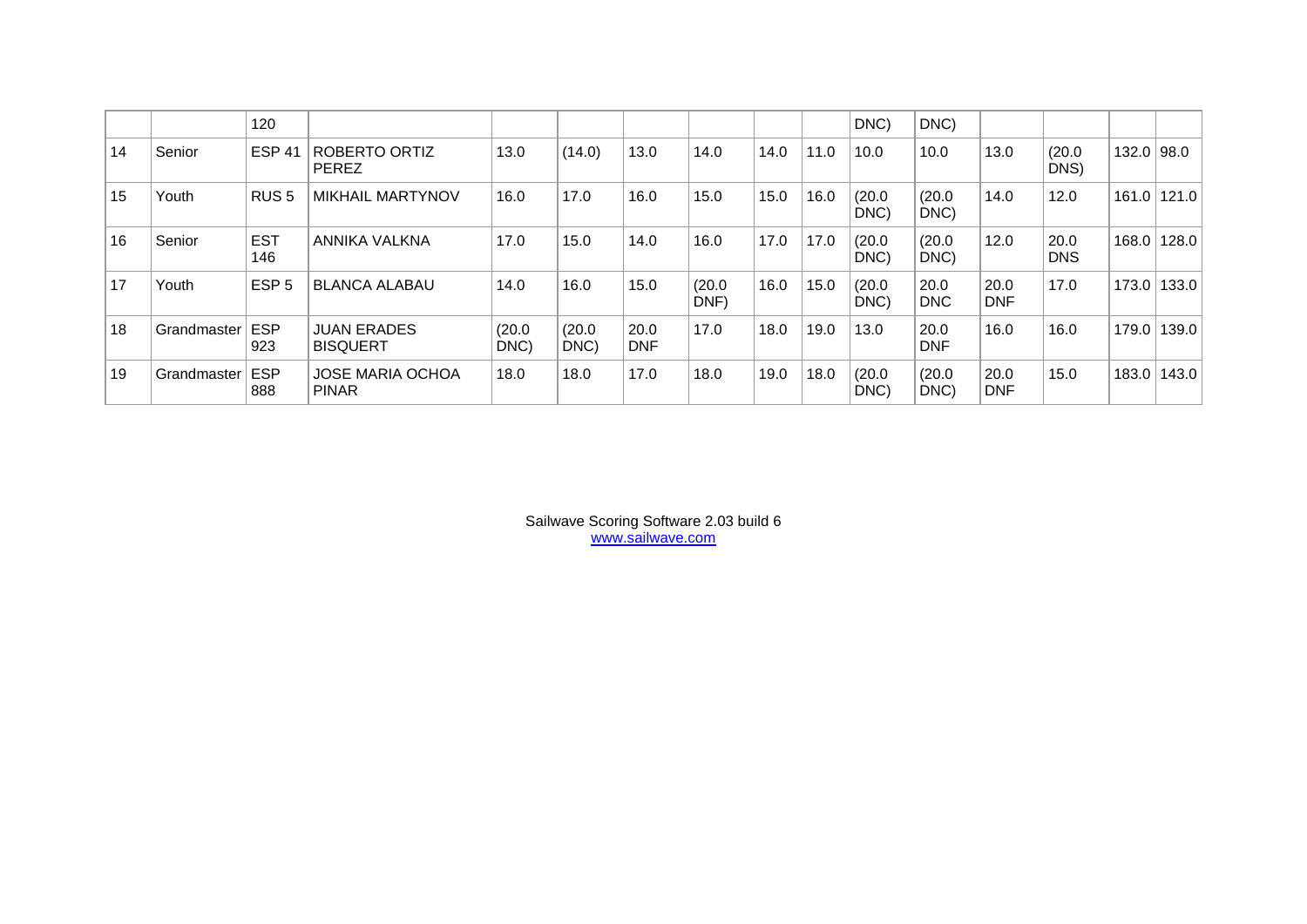| | | | | | | | | | | | | | | | |
|---|---|---|---|---|---|---|---|---|---|---|---|---|---|---|---|
| | | 120 | | | | | | | | DNC) | DNC) | | | | |
| 14 | Senior | ESP 41 | ROBERTO ORTIZ PEREZ | 13.0 | (14.0) | 13.0 | 14.0 | 14.0 | 11.0 | 10.0 | 10.0 | 13.0 | (20.0 DNS) | 132.0 | 98.0 |
| 15 | Youth | RUS 5 | MIKHAIL MARTYNOV | 16.0 | 17.0 | 16.0 | 15.0 | 15.0 | 16.0 | (20.0 DNC) | (20.0 DNC) | 14.0 | 12.0 | 161.0 | 121.0 |
| 16 | Senior | EST 146 | ANNIKA VALKNA | 17.0 | 15.0 | 14.0 | 16.0 | 17.0 | 17.0 | (20.0 DNC) | (20.0 DNC) | 12.0 | 20.0 DNS | 168.0 | 128.0 |
| 17 | Youth | ESP 5 | BLANCA ALABAU | 14.0 | 16.0 | 15.0 | (20.0 DNF) | 16.0 | 15.0 | (20.0 DNC) | 20.0 DNC | 20.0 DNF | 17.0 | 173.0 | 133.0 |
| 18 | Grandmaster | ESP 923 | JUAN ERADES BISQUERT | (20.0 DNC) | (20.0 DNC) | 20.0 DNF | 17.0 | 18.0 | 19.0 | 13.0 | 20.0 DNF | 16.0 | 16.0 | 179.0 | 139.0 |
| 19 | Grandmaster | ESP 888 | JOSE MARIA OCHOA PINAR | 18.0 | 18.0 | 17.0 | 18.0 | 19.0 | 18.0 | (20.0 DNC) | (20.0 DNC) | 20.0 DNF | 15.0 | 183.0 | 143.0 |

Sailwave Scoring Software 2.03 build 6
www.sailwave.com